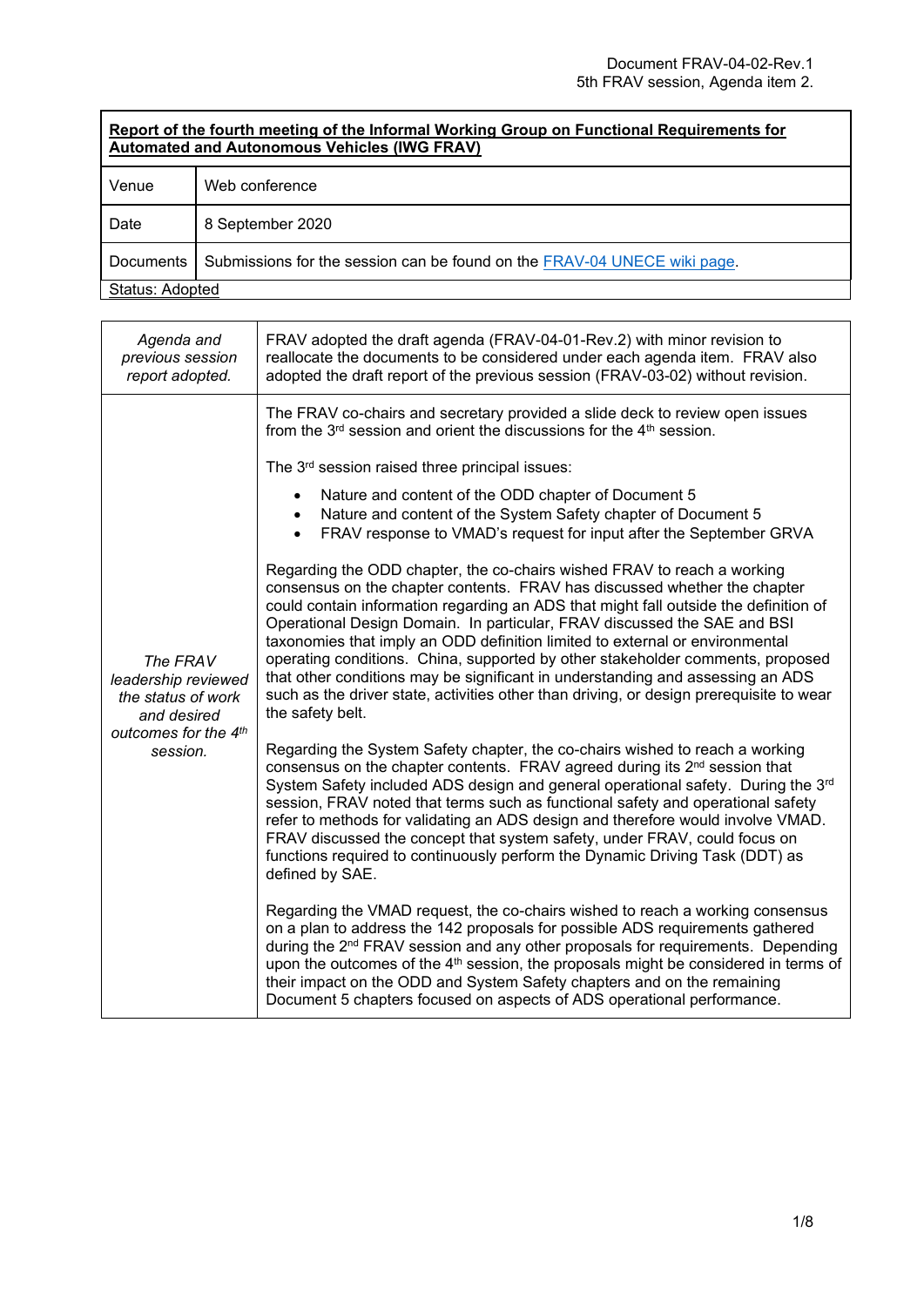Document FRAV-04-02-Rev.1
5th FRAV session, Agenda item 2.

| **Report of the fourth meeting of the Informal Working Group on Functional Requirements for Automated and Autonomous Vehicles (IWG FRAV)** | |
|---|---|
| Venue | Web conference |
| Date | 8 September 2020 |
| Documents | Submissions for the session can be found on the [FRAV-04 UNECE wiki page](). |
| Status: Adopted | |

| | |
|---|---|
| *Agenda and previous session report adopted.* | FRAV adopted the draft agenda (FRAV-04-01-Rev.2) with minor revision to reallocate the documents to be considered under each agenda item. FRAV also adopted the draft report of the previous session (FRAV-03-02) without revision. |
| *The FRAV leadership reviewed the status of work and desired outcomes for the 4th session.* | The FRAV co-chairs and secretary provided a slide deck to review open issues from the 3rd session and orient the discussions for the 4th session.<br><br>The 3rd session raised three principal issues:<br><br>• Nature and content of the ODD chapter of Document 5<br>• Nature and content of the System Safety chapter of Document 5<br>• FRAV response to VMAD's request for input after the September GRVA<br><br>Regarding the ODD chapter, the co-chairs wished FRAV to reach a working consensus on the chapter contents. FRAV has discussed whether the chapter could contain information regarding an ADS that might fall outside the definition of Operational Design Domain. In particular, FRAV discussed the SAE and BSI taxonomies that imply an ODD definition limited to external or environmental operating conditions. China, supported by other stakeholder comments, proposed that other conditions may be significant in understanding and assessing an ADS such as the driver state, activities other than driving, or design prerequisite to wear the safety belt.<br><br>Regarding the System Safety chapter, the co-chairs wished to reach a working consensus on the chapter contents. FRAV agreed during its 2nd session that System Safety included ADS design and general operational safety. During the 3rd session, FRAV noted that terms such as functional safety and operational safety refer to methods for validating an ADS design and therefore would involve VMAD. FRAV discussed the concept that system safety, under FRAV, could focus on functions required to continuously perform the Dynamic Driving Task (DDT) as defined by SAE.<br><br>Regarding the VMAD request, the co-chairs wished to reach a working consensus on a plan to address the 142 proposals for possible ADS requirements gathered during the 2nd FRAV session and any other proposals for requirements. Depending upon the outcomes of the 4th session, the proposals might be considered in terms of their impact on the ODD and System Safety chapters and on the remaining Document 5 chapters focused on aspects of ADS operational performance. |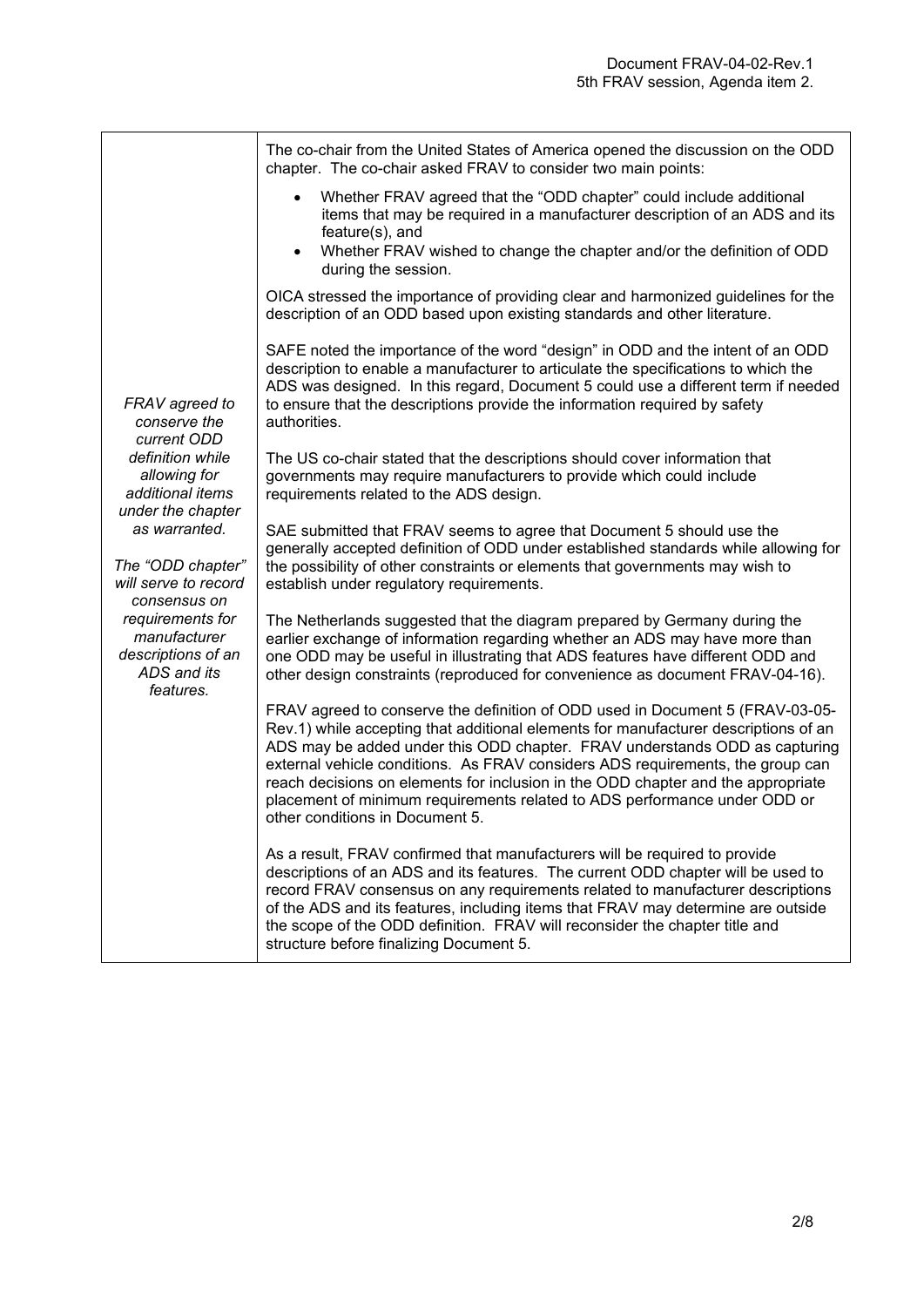| | |
|---|---|
| *FRAV agreed to conserve the current ODD definition while allowing for additional items under the chapter as warranted.*<br><br>*The "ODD chapter" will serve to record consensus on requirements for manufacturer descriptions of an ADS and its features.* | The co-chair from the United States of America opened the discussion on the ODD chapter. The co-chair asked FRAV to consider two main points:<br><br>• Whether FRAV agreed that the "ODD chapter" could include additional items that may be required in a manufacturer description of an ADS and its feature(s), and<br>• Whether FRAV wished to change the chapter and/or the definition of ODD during the session.<br><br>OICA stressed the importance of providing clear and harmonized guidelines for the description of an ODD based upon existing standards and other literature.<br><br>SAFE noted the importance of the word "design" in ODD and the intent of an ODD description to enable a manufacturer to articulate the specifications to which the ADS was designed. In this regard, Document 5 could use a different term if needed to ensure that the descriptions provide the information required by safety authorities.<br><br>The US co-chair stated that the descriptions should cover information that governments may require manufacturers to provide which could include requirements related to the ADS design.<br><br>SAE submitted that FRAV seems to agree that Document 5 should use the generally accepted definition of ODD under established standards while allowing for the possibility of other constraints or elements that governments may wish to establish under regulatory requirements.<br><br>The Netherlands suggested that the diagram prepared by Germany during the earlier exchange of information regarding whether an ADS may have more than one ODD may be useful in illustrating that ADS features have different ODD and other design constraints (reproduced for convenience as document FRAV-04-16).<br><br>FRAV agreed to conserve the definition of ODD used in Document 5 (FRAV-03-05-Rev.1) while accepting that additional elements for manufacturer descriptions of an ADS may be added under this ODD chapter. FRAV understands ODD as capturing external vehicle conditions. As FRAV considers ADS requirements, the group can reach decisions on elements for inclusion in the ODD chapter and the appropriate placement of minimum requirements related to ADS performance under ODD or other conditions in Document 5.<br><br>As a result, FRAV confirmed that manufacturers will be required to provide descriptions of an ADS and its features. The current ODD chapter will be used to record FRAV consensus on any requirements related to manufacturer descriptions of the ADS and its features, including items that FRAV may determine are outside the scope of the ODD definition. FRAV will reconsider the chapter title and structure before finalizing Document 5. |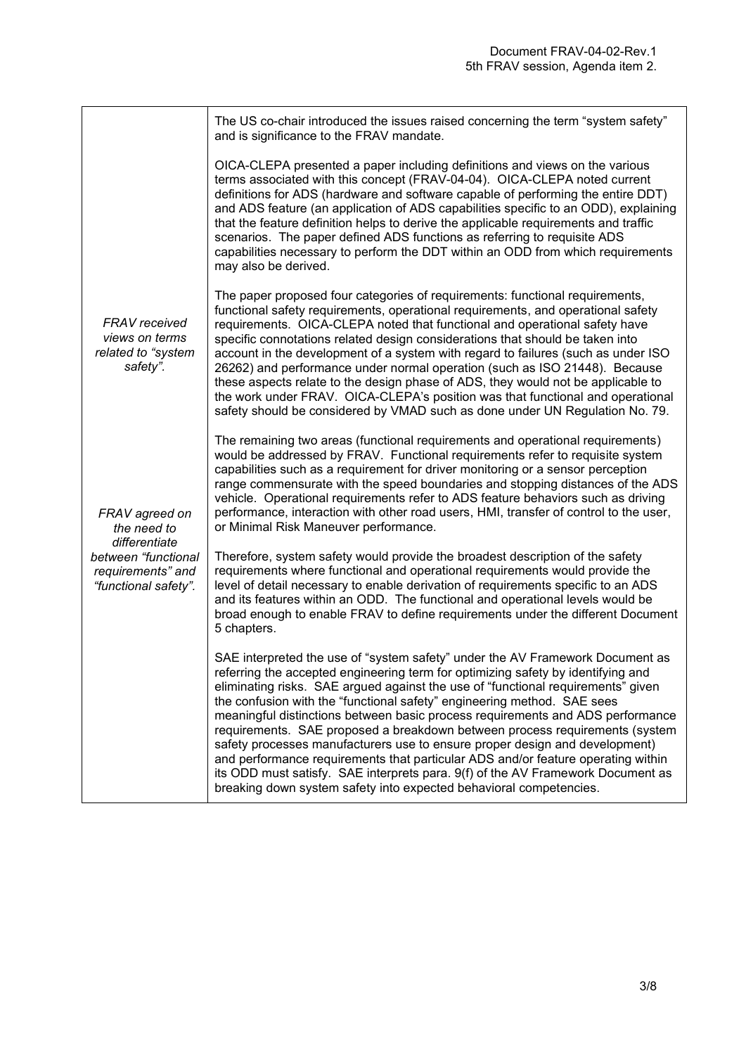| | |
|---|---|
| *FRAV received views on terms related to "system safety".* | The US co-chair introduced the issues raised concerning the term "system safety" and is significance to the FRAV mandate.<br><br>OICA-CLEPA presented a paper including definitions and views on the various terms associated with this concept (FRAV-04-04). OICA-CLEPA noted current definitions for ADS (hardware and software capable of performing the entire DDT) and ADS feature (an application of ADS capabilities specific to an ODD), explaining that the feature definition helps to derive the applicable requirements and traffic scenarios. The paper defined ADS functions as referring to requisite ADS capabilities necessary to perform the DDT within an ODD from which requirements may also be derived.<br><br>The paper proposed four categories of requirements: functional requirements, functional safety requirements, operational requirements, and operational safety requirements. OICA-CLEPA noted that functional and operational safety have specific connotations related design considerations that should be taken into account in the development of a system with regard to failures (such as under ISO 26262) and performance under normal operation (such as ISO 21448). Because these aspects relate to the design phase of ADS, they would not be applicable to the work under FRAV. OICA-CLEPA's position was that functional and operational safety should be considered by VMAD such as done under UN Regulation No. 79. |
| *FRAV agreed on the need to differentiate between "functional requirements" and "functional safety".* | The remaining two areas (functional requirements and operational requirements) would be addressed by FRAV. Functional requirements refer to requisite system capabilities such as a requirement for driver monitoring or a sensor perception range commensurate with the speed boundaries and stopping distances of the ADS vehicle. Operational requirements refer to ADS feature behaviors such as driving performance, interaction with other road users, HMI, transfer of control to the user, or Minimal Risk Maneuver performance.<br><br>Therefore, system safety would provide the broadest description of the safety requirements where functional and operational requirements would provide the level of detail necessary to enable derivation of requirements specific to an ADS and its features within an ODD. The functional and operational levels would be broad enough to enable FRAV to define requirements under the different Document 5 chapters.<br><br>SAE interpreted the use of "system safety" under the AV Framework Document as referring the accepted engineering term for optimizing safety by identifying and eliminating risks. SAE argued against the use of "functional requirements" given the confusion with the "functional safety" engineering method. SAE sees meaningful distinctions between basic process requirements and ADS performance requirements. SAE proposed a breakdown between process requirements (system safety processes manufacturers use to ensure proper design and development) and performance requirements that particular ADS and/or feature operating within its ODD must satisfy. SAE interprets para. 9(f) of the AV Framework Document as breaking down system safety into expected behavioral competencies. |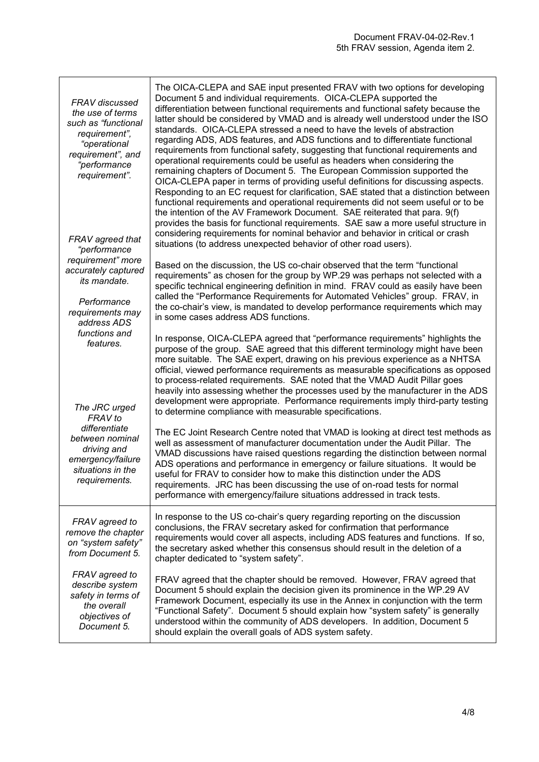| | |
|---|---|
| *FRAV discussed the use of terms such as "functional requirement", "operational requirement", and "performance requirement".*<br><br>*FRAV agreed that "performance requirement" more accurately captured its mandate.*<br><br>*Performance requirements may address ADS functions and features.*<br><br>*The JRC urged FRAV to differentiate between nominal driving and emergency/failure situations in the requirements.* | The OICA-CLEPA and SAE input presented FRAV with two options for developing Document 5 and individual requirements. OICA-CLEPA supported the differentiation between functional requirements and functional safety because the latter should be considered by VMAD and is already well understood under the ISO standards. OICA-CLEPA stressed a need to have the levels of abstraction regarding ADS, ADS features, and ADS functions and to differentiate functional requirements from functional safety, suggesting that functional requirements and operational requirements could be useful as headers when considering the remaining chapters of Document 5. The European Commission supported the OICA-CLEPA paper in terms of providing useful definitions for discussing aspects. Responding to an EC request for clarification, SAE stated that a distinction between functional requirements and operational requirements did not seem useful or to be the intention of the AV Framework Document. SAE reiterated that para. 9(f) provides the basis for functional requirements. SAE saw a more useful structure in considering requirements for nominal behavior and behavior in critical or crash situations (to address unexpected behavior of other road users).<br><br>Based on the discussion, the US co-chair observed that the term "functional requirements" as chosen for the group by WP.29 was perhaps not selected with a specific technical engineering definition in mind. FRAV could as easily have been called the "Performance Requirements for Automated Vehicles" group. FRAV, in the co-chair's view, is mandated to develop performance requirements which may in some cases address ADS functions.<br><br>In response, OICA-CLEPA agreed that "performance requirements" highlights the purpose of the group. SAE agreed that this different terminology might have been more suitable. The SAE expert, drawing on his previous experience as a NHTSA official, viewed performance requirements as measurable specifications as opposed to process-related requirements. SAE noted that the VMAD Audit Pillar goes heavily into assessing whether the processes used by the manufacturer in the ADS development were appropriate. Performance requirements imply third-party testing to determine compliance with measurable specifications.<br><br>The EC Joint Research Centre noted that VMAD is looking at direct test methods as well as assessment of manufacturer documentation under the Audit Pillar. The VMAD discussions have raised questions regarding the distinction between normal ADS operations and performance in emergency or failure situations. It would be useful for FRAV to consider how to make this distinction under the ADS requirements. JRC has been discussing the use of on-road tests for normal performance with emergency/failure situations addressed in track tests. |
| *FRAV agreed to remove the chapter on "system safety" from Document 5.*<br><br>*FRAV agreed to describe system safety in terms of the overall objectives of Document 5.* | In response to the US co-chair's query regarding reporting on the discussion conclusions, the FRAV secretary asked for confirmation that performance requirements would cover all aspects, including ADS features and functions. If so, the secretary asked whether this consensus should result in the deletion of a chapter dedicated to "system safety".<br><br>FRAV agreed that the chapter should be removed. However, FRAV agreed that Document 5 should explain the decision given its prominence in the WP.29 AV Framework Document, especially its use in the Annex in conjunction with the term "Functional Safety". Document 5 should explain how "system safety" is generally understood within the community of ADS developers. In addition, Document 5 should explain the overall goals of ADS system safety. |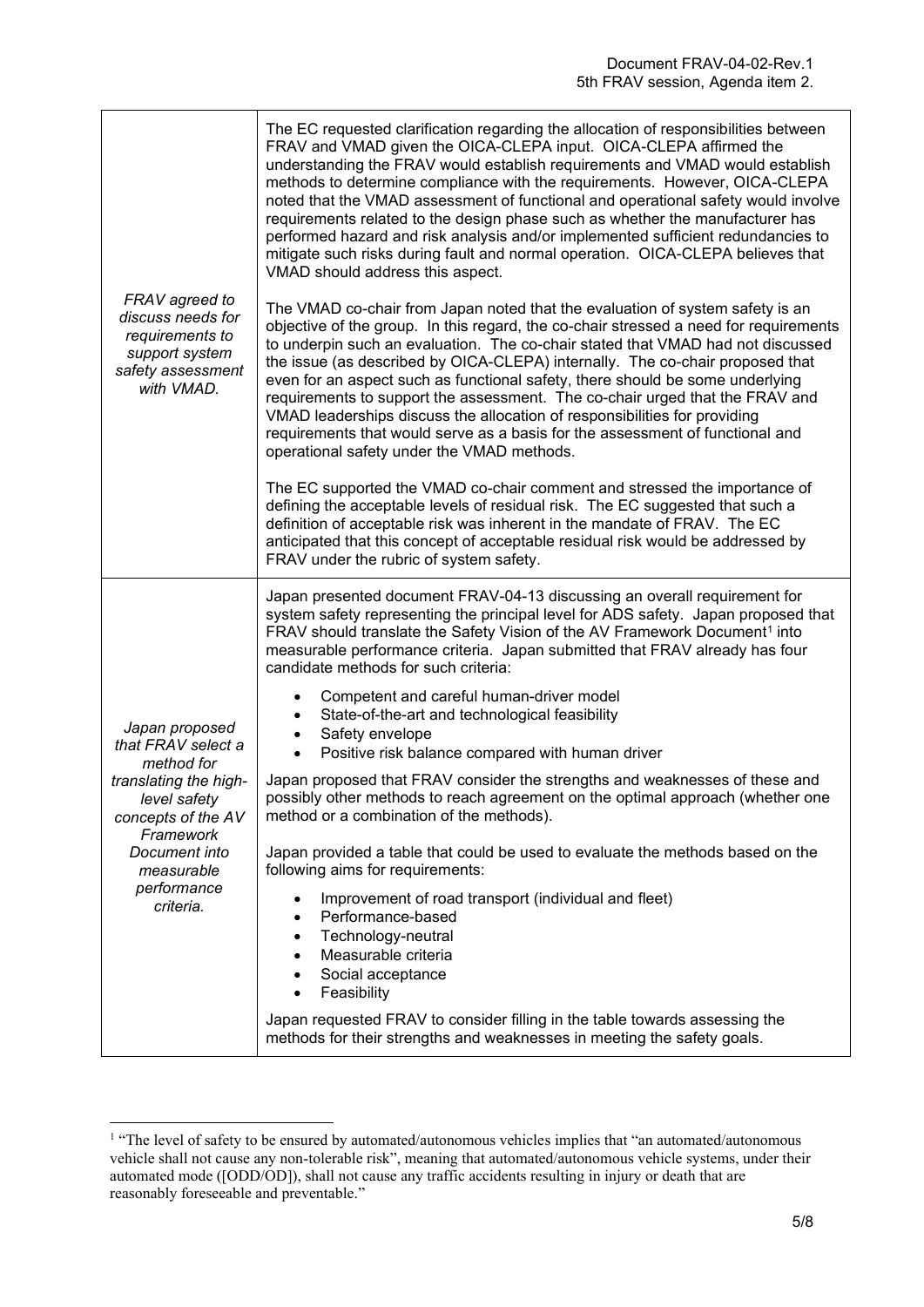| | |
|---|---|
| *FRAV agreed to discuss needs for requirements to support system safety assessment with VMAD.* | The EC requested clarification regarding the allocation of responsibilities between FRAV and VMAD given the OICA-CLEPA input. OICA-CLEPA affirmed the understanding the FRAV would establish requirements and VMAD would establish methods to determine compliance with the requirements. However, OICA-CLEPA noted that the VMAD assessment of functional and operational safety would involve requirements related to the design phase such as whether the manufacturer has performed hazard and risk analysis and/or implemented sufficient redundancies to mitigate such risks during fault and normal operation. OICA-CLEPA believes that VMAD should address this aspect.<br><br>The VMAD co-chair from Japan noted that the evaluation of system safety is an objective of the group. In this regard, the co-chair stressed a need for requirements to underpin such an evaluation. The co-chair stated that VMAD had not discussed the issue (as described by OICA-CLEPA) internally. The co-chair proposed that even for an aspect such as functional safety, there should be some underlying requirements to support the assessment. The co-chair urged that the FRAV and VMAD leaderships discuss the allocation of responsibilities for providing requirements that would serve as a basis for the assessment of functional and operational safety under the VMAD methods.<br><br>The EC supported the VMAD co-chair comment and stressed the importance of defining the acceptable levels of residual risk. The EC suggested that such a definition of acceptable risk was inherent in the mandate of FRAV. The EC anticipated that this concept of acceptable residual risk would be addressed by FRAV under the rubric of system safety. |
| *Japan proposed that FRAV select a method for translating the high-level safety concepts of the AV Framework Document into measurable performance criteria.* | Japan presented document FRAV-04-13 discussing an overall requirement for system safety representing the principal level for ADS safety. Japan proposed that FRAV should translate the Safety Vision of the AV Framework Document[1] into measurable performance criteria. Japan submitted that FRAV already has four candidate methods for such criteria:<br><br>• Competent and careful human-driver model<br>• State-of-the-art and technological feasibility<br>• Safety envelope<br>• Positive risk balance compared with human driver<br><br>Japan proposed that FRAV consider the strengths and weaknesses of these and possibly other methods to reach agreement on the optimal approach (whether one method or a combination of the methods).<br><br>Japan provided a table that could be used to evaluate the methods based on the following aims for requirements:<br><br>• Improvement of road transport (individual and fleet)<br>• Performance-based<br>• Technology-neutral<br>• Measurable criteria<br>• Social acceptance<br>• Feasibility<br><br>Japan requested FRAV to consider filling in the table towards assessing the methods for their strengths and weaknesses in meeting the safety goals. |

[1] "The level of safety to be ensured by automated/autonomous vehicles implies that "an automated/autonomous vehicle shall not cause any non-tolerable risk", meaning that automated/autonomous vehicle systems, under their automated mode ([ODD/OD]), shall not cause any traffic accidents resulting in injury or death that are reasonably foreseeable and preventable."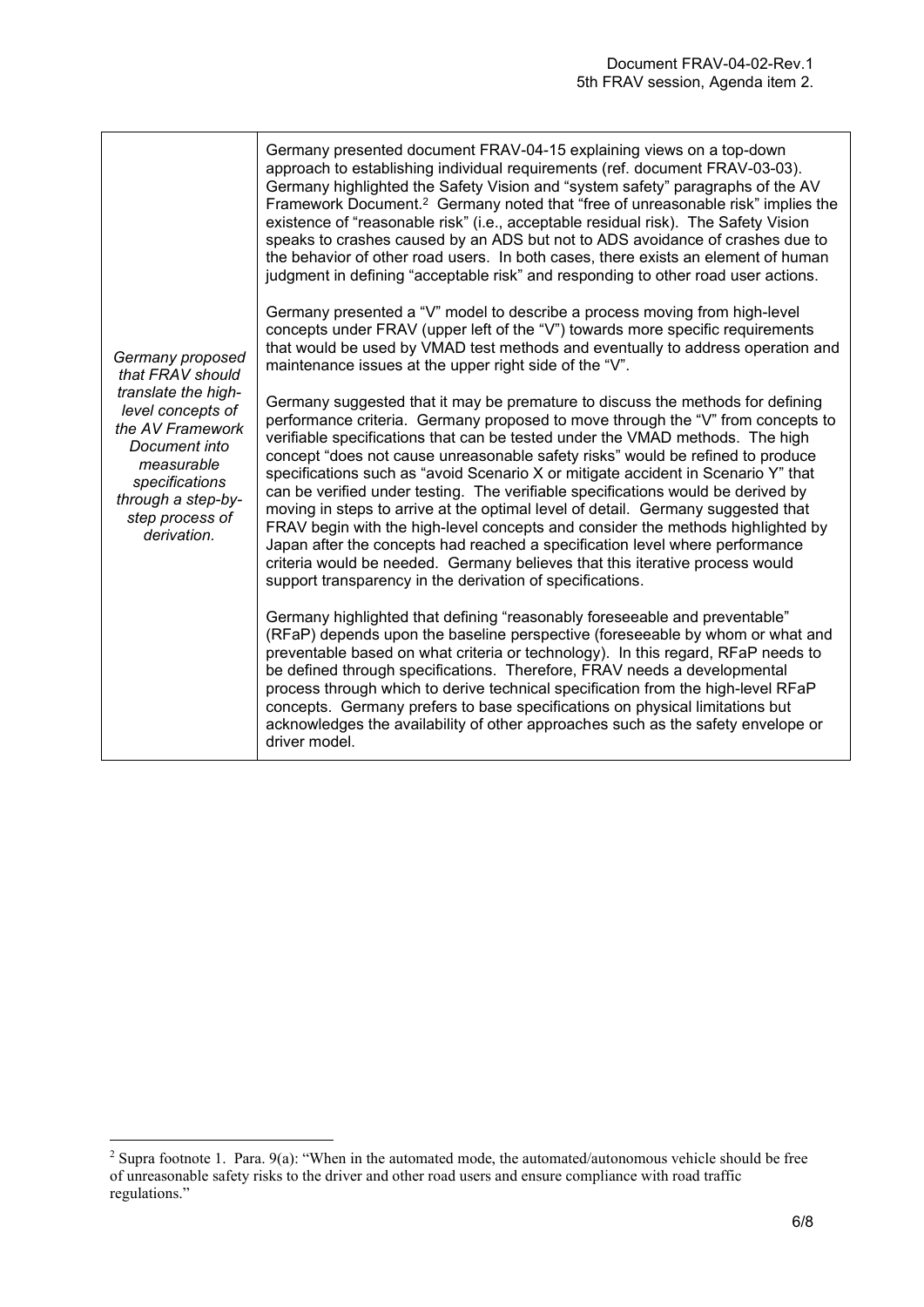| | |
|---|---|
| *Germany proposed that FRAV should translate the high-level concepts of the AV Framework Document into measurable specifications through a step-by-step process of derivation.* | Germany presented document FRAV-04-15 explaining views on a top-down approach to establishing individual requirements (ref. document FRAV-03-03). Germany highlighted the Safety Vision and "system safety" paragraphs of the AV Framework Document.[2] Germany noted that "free of unreasonable risk" implies the existence of "reasonable risk" (i.e., acceptable residual risk). The Safety Vision speaks to crashes caused by an ADS but not to ADS avoidance of crashes due to the behavior of other road users. In both cases, there exists an element of human judgment in defining "acceptable risk" and responding to other road user actions.<br><br>Germany presented a "V" model to describe a process moving from high-level concepts under FRAV (upper left of the "V") towards more specific requirements that would be used by VMAD test methods and eventually to address operation and maintenance issues at the upper right side of the "V".<br><br>Germany suggested that it may be premature to discuss the methods for defining performance criteria. Germany proposed to move through the "V" from concepts to verifiable specifications that can be tested under the VMAD methods. The high concept "does not cause unreasonable safety risks" would be refined to produce specifications such as "avoid Scenario X or mitigate accident in Scenario Y" that can be verified under testing. The verifiable specifications would be derived by moving in steps to arrive at the optimal level of detail. Germany suggested that FRAV begin with the high-level concepts and consider the methods highlighted by Japan after the concepts had reached a specification level where performance criteria would be needed. Germany believes that this iterative process would support transparency in the derivation of specifications.<br><br>Germany highlighted that defining "reasonably foreseeable and preventable" (RFaP) depends upon the baseline perspective (foreseeable by whom or what and preventable based on what criteria or technology). In this regard, RFaP needs to be defined through specifications. Therefore, FRAV needs a developmental process through which to derive technical specification from the high-level RFaP concepts. Germany prefers to base specifications on physical limitations but acknowledges the availability of other approaches such as the safety envelope or driver model. |

[2] Supra footnote 1. Para. 9(a): "When in the automated mode, the automated/autonomous vehicle should be free of unreasonable safety risks to the driver and other road users and ensure compliance with road traffic regulations."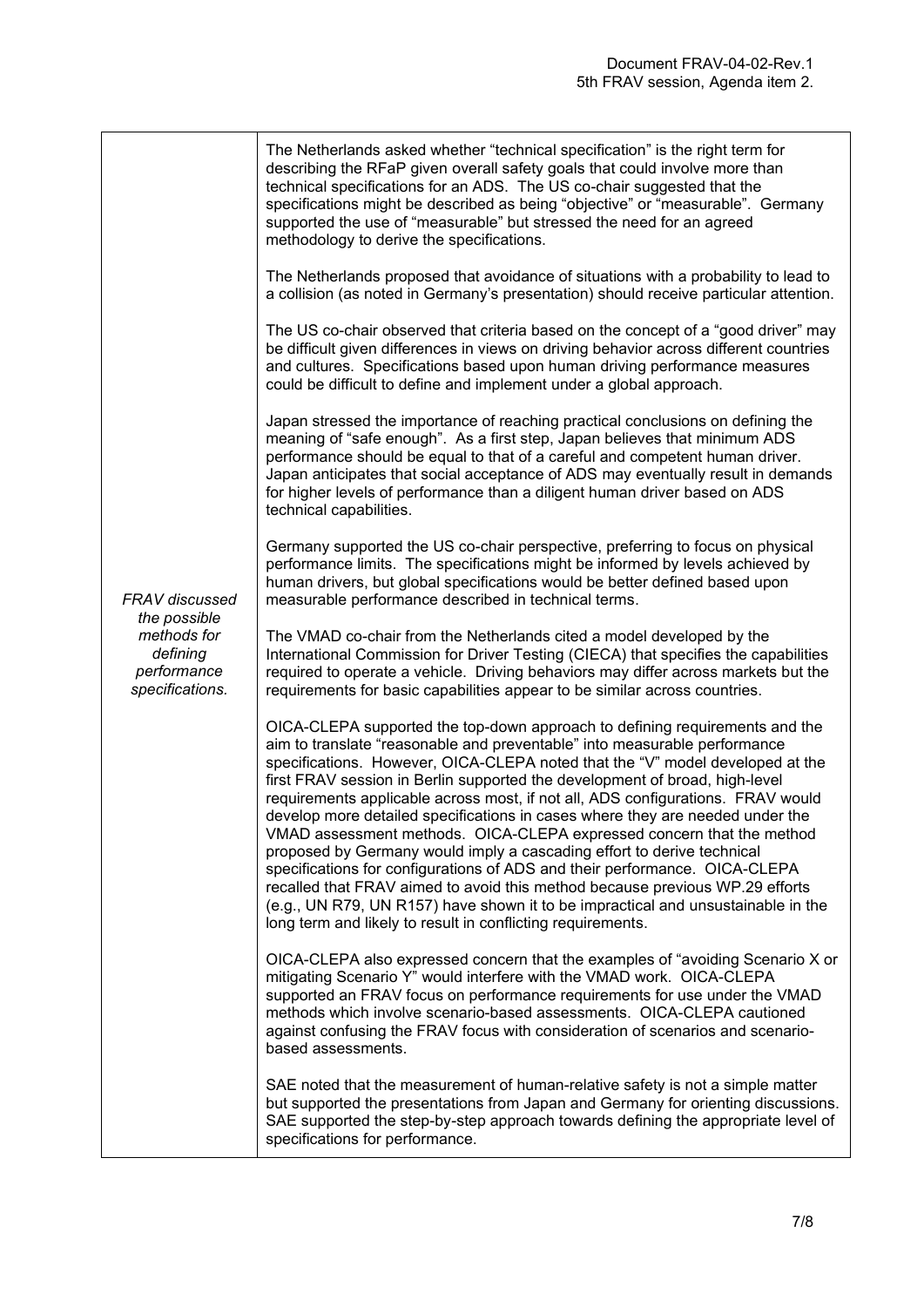| | |
|---|---|
| *FRAV discussed the possible methods for defining performance specifications.* | The Netherlands asked whether "technical specification" is the right term for describing the RFaP given overall safety goals that could involve more than technical specifications for an ADS. The US co-chair suggested that the specifications might be described as being "objective" or "measurable". Germany supported the use of "measurable" but stressed the need for an agreed methodology to derive the specifications.<br><br>The Netherlands proposed that avoidance of situations with a probability to lead to a collision (as noted in Germany's presentation) should receive particular attention.<br><br>The US co-chair observed that criteria based on the concept of a "good driver" may be difficult given differences in views on driving behavior across different countries and cultures. Specifications based upon human driving performance measures could be difficult to define and implement under a global approach.<br><br>Japan stressed the importance of reaching practical conclusions on defining the meaning of "safe enough". As a first step, Japan believes that minimum ADS performance should be equal to that of a careful and competent human driver. Japan anticipates that social acceptance of ADS may eventually result in demands for higher levels of performance than a diligent human driver based on ADS technical capabilities.<br><br>Germany supported the US co-chair perspective, preferring to focus on physical performance limits. The specifications might be informed by levels achieved by human drivers, but global specifications would be better defined based upon measurable performance described in technical terms.<br><br>The VMAD co-chair from the Netherlands cited a model developed by the International Commission for Driver Testing (CIECA) that specifies the capabilities required to operate a vehicle. Driving behaviors may differ across markets but the requirements for basic capabilities appear to be similar across countries.<br><br>OICA-CLEPA supported the top-down approach to defining requirements and the aim to translate "reasonable and preventable" into measurable performance specifications. However, OICA-CLEPA noted that the "V" model developed at the first FRAV session in Berlin supported the development of broad, high-level requirements applicable across most, if not all, ADS configurations. FRAV would develop more detailed specifications in cases where they are needed under the VMAD assessment methods. OICA-CLEPA expressed concern that the method proposed by Germany would imply a cascading effort to derive technical specifications for configurations of ADS and their performance. OICA-CLEPA recalled that FRAV aimed to avoid this method because previous WP.29 efforts (e.g., UN R79, UN R157) have shown it to be impractical and unsustainable in the long term and likely to result in conflicting requirements.<br><br>OICA-CLEPA also expressed concern that the examples of "avoiding Scenario X or mitigating Scenario Y" would interfere with the VMAD work. OICA-CLEPA supported an FRAV focus on performance requirements for use under the VMAD methods which involve scenario-based assessments. OICA-CLEPA cautioned against confusing the FRAV focus with consideration of scenarios and scenario-based assessments.<br><br>SAE noted that the measurement of human-relative safety is not a simple matter but supported the presentations from Japan and Germany for orienting discussions. SAE supported the step-by-step approach towards defining the appropriate level of specifications for performance. |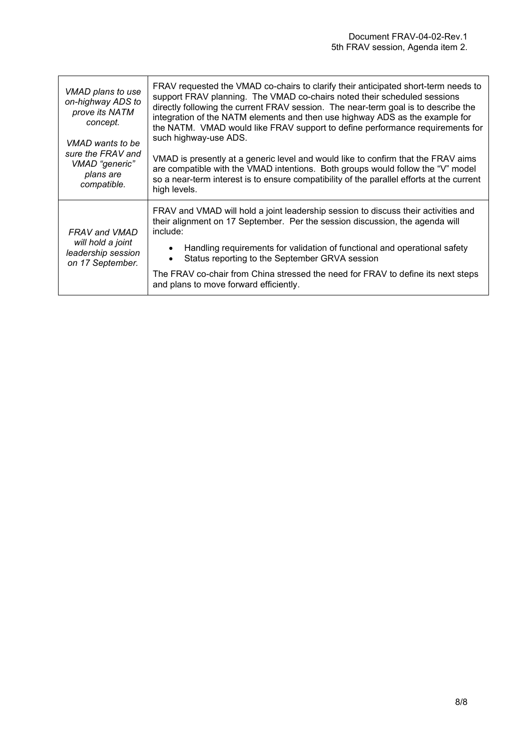| | |
|---|---|
| *VMAD plans to use on-highway ADS to prove its NATM concept.*<br><br>*VMAD wants to be sure the FRAV and VMAD "generic" plans are compatible.* | FRAV requested the VMAD co-chairs to clarify their anticipated short-term needs to support FRAV planning. The VMAD co-chairs noted their scheduled sessions directly following the current FRAV session. The near-term goal is to describe the integration of the NATM elements and then use highway ADS as the example for the NATM. VMAD would like FRAV support to define performance requirements for such highway-use ADS.<br><br>VMAD is presently at a generic level and would like to confirm that the FRAV aims are compatible with the VMAD intentions. Both groups would follow the "V" model so a near-term interest is to ensure compatibility of the parallel efforts at the current high levels. |
| *FRAV and VMAD will hold a joint leadership session on 17 September.* | FRAV and VMAD will hold a joint leadership session to discuss their activities and their alignment on 17 September. Per the session discussion, the agenda will include:<br><br>• Handling requirements for validation of functional and operational safety<br>• Status reporting to the September GRVA session<br><br>The FRAV co-chair from China stressed the need for FRAV to define its next steps and plans to move forward efficiently. |